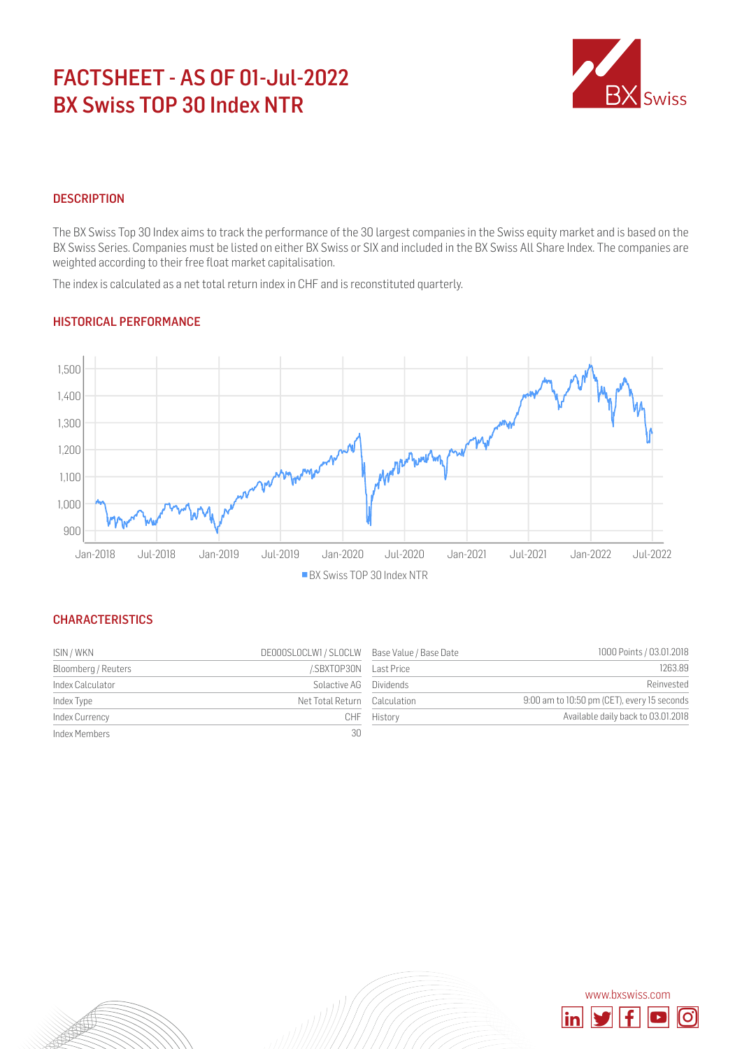# FACTSHEET - AS OF 01-Jul-2022
# BX Swiss TOP 30 Index NTR

## DESCRIPTION

The BX Swiss Top 30 Index aims to track the performance of the 30 largest companies in the Swiss equity market and is based on the BX Swiss Series. Companies must be listed on either BX Swiss or SIX and included in the BX Swiss All Share Index. The companies are weighted according to their free float market capitalisation.

The index is calculated as a net total return index in CHF and is reconstituted quarterly.

## HISTORICAL PERFORMANCE

BX Swiss TOP 30 Index NTR

## CHARACTERISTICS

| | |
|---|---|
| ISIN / WKN | DE000SLOCLW1 / SLOCLW |
| Bloomberg / Reuters | /.SBXTOP30N |
| Index Calculator | Solactive AG |
| Index Type | Net Total Return |
| Index Currency | CHF |
| Index Members | 30 |

| | |
|---|---|
| Base Value / Base Date | 1000 Points / 03.01.2018 |
| Last Price | 1263.89 |
| Dividends | Reinvested |
| Calculation | 9:00 am to 10:50 pm (CET), every 15 seconds |
| History | Available daily back to 03.01.2018 |

www.bxswiss.com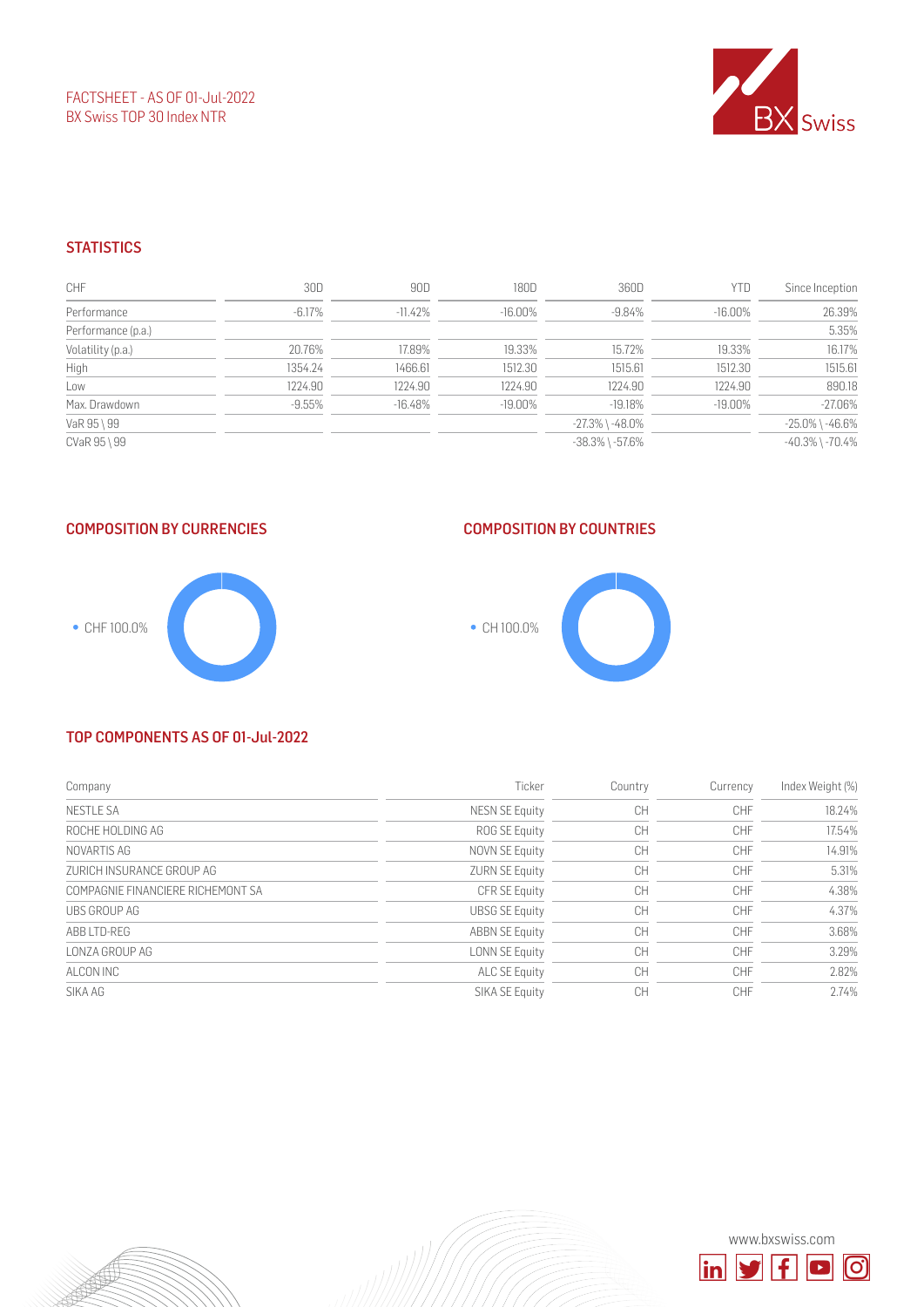FACTSHEET - AS OF 01-Jul-2022
BX Swiss TOP 30 Index NTR

## STATISTICS

| CHF | 30D | 90D | 180D | 360D | YTD | Since Inception |
|---|---|---|---|---|---|---|
| Performance | -6.17% | -11.42% | -16.00% | -9.84% | -16.00% | 26.39% |
| Performance (p.a.) | | | | | | 5.35% |
| Volatility (p.a.) | 20.76% | 17.89% | 19.33% | 15.72% | 19.33% | 16.17% |
| High | 1354.24 | 1466.61 | 1512.30 | 1515.61 | 1512.30 | 1515.61 |
| Low | 1224.90 | 1224.90 | 1224.90 | 1224.90 | 1224.90 | 890.18 |
| Max. Drawdown | -9.55% | -16.48% | -19.00% | -19.18% | -19.00% | -27.06% |
| VaR 95 \ 99 | | | | -27.3% \ -48.0% | | -25.0% \ -46.6% |
| CVaR 95 \ 99 | | | | -38.3% \ -57.6% | | -40.3% \ -70.4% |

## COMPOSITION BY CURRENCIES

- CHF 100.0%

## COMPOSITION BY COUNTRIES

- CH 100.0%

## TOP COMPONENTS AS OF 01-Jul-2022

| Company | Ticker | Country | Currency | Index Weight (%) |
|---|---|---|---|---|
| NESTLE SA | NESN SE Equity | CH | CHF | 18.24% |
| ROCHE HOLDING AG | ROG SE Equity | CH | CHF | 17.54% |
| NOVARTIS AG | NOVN SE Equity | CH | CHF | 14.91% |
| ZURICH INSURANCE GROUP AG | ZURN SE Equity | CH | CHF | 5.31% |
| COMPAGNIE FINANCIERE RICHEMONT SA | CFR SE Equity | CH | CHF | 4.38% |
| UBS GROUP AG | UBSG SE Equity | CH | CHF | 4.37% |
| ABB LTD-REG | ABBN SE Equity | CH | CHF | 3.68% |
| LONZA GROUP AG | LONN SE Equity | CH | CHF | 3.29% |
| ALCON INC | ALC SE Equity | CH | CHF | 2.82% |
| SIKA AG | SIKA SE Equity | CH | CHF | 2.74% |

www.bxswiss.com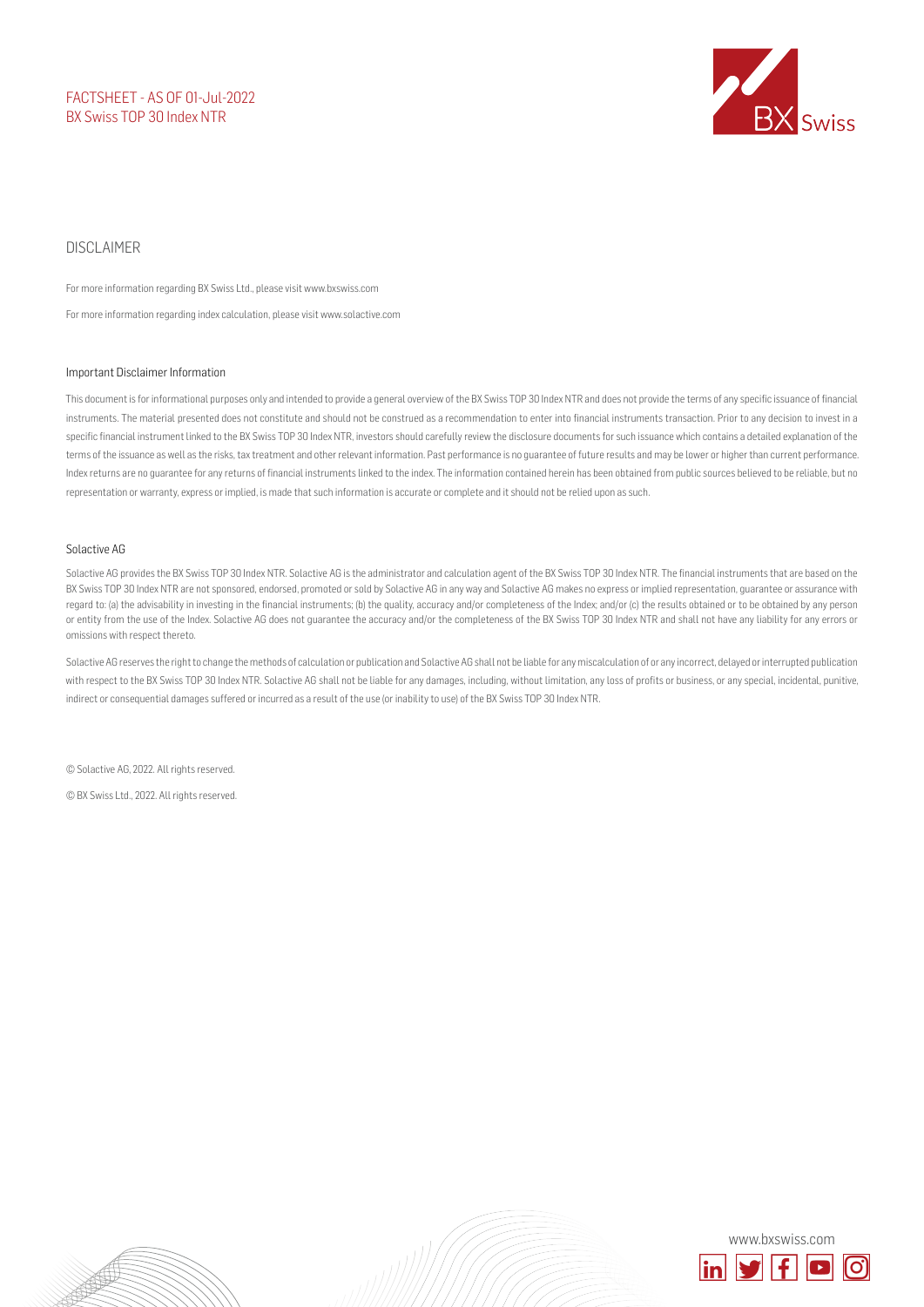## DISCLAIMER

For more information regarding BX Swiss Ltd., please visit www.bxswiss.com

For more information regarding index calculation, please visit www.solactive.com

### Important Disclaimer Information

This document is for informational purposes only and intended to provide a general overview of the BX Swiss TOP 30 Index NTR and does not provide the terms of any specific issuance of financial instruments. The material presented does not constitute and should not be construed as a recommendation to enter into financial instruments transaction. Prior to any decision to invest in a specific financial instrument linked to the BX Swiss TOP 30 Index NTR, investors should carefully review the disclosure documents for such issuance which contains a detailed explanation of the terms of the issuance as well as the risks, tax treatment and other relevant information. Past performance is no guarantee of future results and may be lower or higher than current performance. Index returns are no guarantee for any returns of financial instruments linked to the index. The information contained herein has been obtained from public sources believed to be reliable, but no representation or warranty, express or implied, is made that such information is accurate or complete and it should not be relied upon as such.

### Solactive AG

Solactive AG provides the BX Swiss TOP 30 Index NTR. Solactive AG is the administrator and calculation agent of the BX Swiss TOP 30 Index NTR. The financial instruments that are based on the BX Swiss TOP 30 Index NTR are not sponsored, endorsed, promoted or sold by Solactive AG in any way and Solactive AG makes no express or implied representation, guarantee or assurance with regard to: (a) the advisability in investing in the financial instruments; (b) the quality, accuracy and/or completeness of the Index; and/or (c) the results obtained or to be obtained by any person or entity from the use of the Index. Solactive AG does not guarantee the accuracy and/or the completeness of the BX Swiss TOP 30 Index NTR and shall not have any liability for any errors or omissions with respect thereto.

Solactive AG reserves the right to change the methods of calculation or publication and Solactive AG shall not be liable for any miscalculation of or any incorrect, delayed or interrupted publication with respect to the BX Swiss TOP 30 Index NTR. Solactive AG shall not be liable for any damages, including, without limitation, any loss of profits or business, or any special, incidental, punitive, indirect or consequential damages suffered or incurred as a result of the use (or inability to use) of the BX Swiss TOP 30 Index NTR.

© Solactive AG, 2022. All rights reserved.

© BX Swiss Ltd., 2022. All rights reserved.